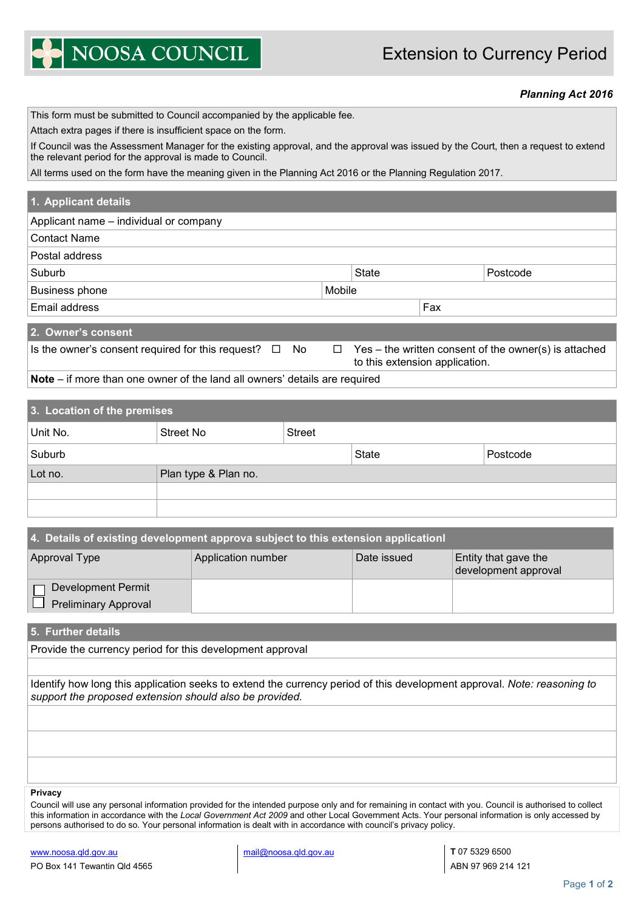NOOSA COUNCIL

# Extension to Currency Period

***Planning Act 2016***

This form must be submitted to Council accompanied by the applicable fee.

Attach extra pages if there is insufficient space on the form.

If Council was the Assessment Manager for the existing approval, and the approval was issued by the Court, then a request to extend the relevant period for the approval is made to Council.

All terms used on the form have the meaning given in the Planning Act 2016 or the Planning Regulation 2017.

## 1. Applicant details

| Applicant name – individual or company | | |
|---|---|---|
| Contact Name | | |
| Postal address | | |
| Suburb | State | Postcode |
| Business phone | Mobile | |
| Email address | Fax | |

## 2. Owner's consent

Is the owner's consent required for this request? ☐ No ☐ Yes – the written consent of the owner(s) is attached to this extension application.

**Note** – if more than one owner of the land all owners' details are required

## 3. Location of the premises

| Unit No. | Street No | Street | |
|---|---|---|---|
| Suburb | | State | Postcode |
| Lot no. | Plan type & Plan no. | | |
| | | | |
| | | | |

## 4. Details of existing development approva subject to this extension applicationl

| Approval Type | Application number | Date issued | Entity that gave the development approval |
|---|---|---|---|
| ☐ Development Permit<br>☐ Preliminary Approval | | | |

## 5. Further details

Provide the currency period for this development approval

Identify how long this application seeks to extend the currency period of this development approval. *Note: reasoning to support the proposed extension should also be provided.*

**Privacy**

Council will use any personal information provided for the intended purpose only and for remaining in contact with you. Council is authorised to collect this information in accordance with the *Local Government Act 2009* and other Local Government Acts. Your personal information is only accessed by persons authorised to do so. Your personal information is dealt with in accordance with council's privacy policy.

www.noosa.qld.gov.au
PO Box 141 Tewantin Qld 4565

mail@noosa.qld.gov.au

**T** 07 5329 6500
ABN 97 969 214 121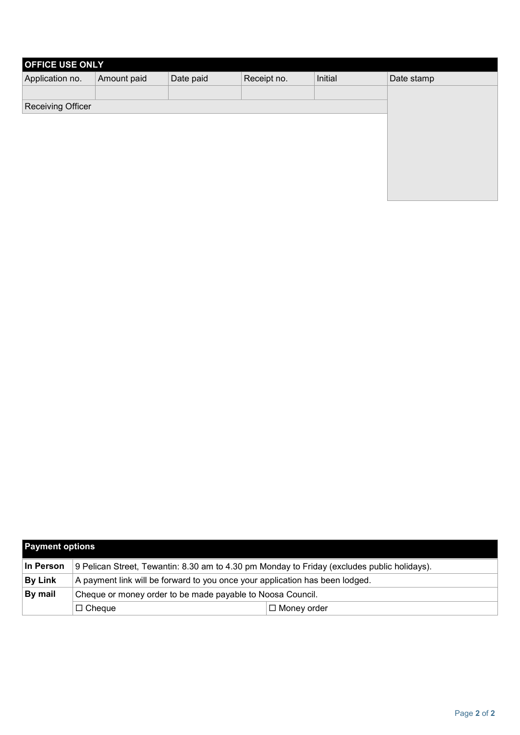| OFFICE USE ONLY | | | | | |
|---|---|---|---|---|---|
| Application no. | Amount paid | Date paid | Receipt no. | Initial | Date stamp |
| | | | | | |
| Receiving Officer | | | | | |

| Payment options | | |
|---|---|---|
| **In Person** | 9 Pelican Street, Tewantin: 8.30 am to 4.30 pm Monday to Friday (excludes public holidays). | |
| **By Link** | A payment link will be forward to you once your application has been lodged. | |
| **By mail** | Cheque or money order to be made payable to Noosa Council. | |
| | ☐ Cheque | ☐ Money order |